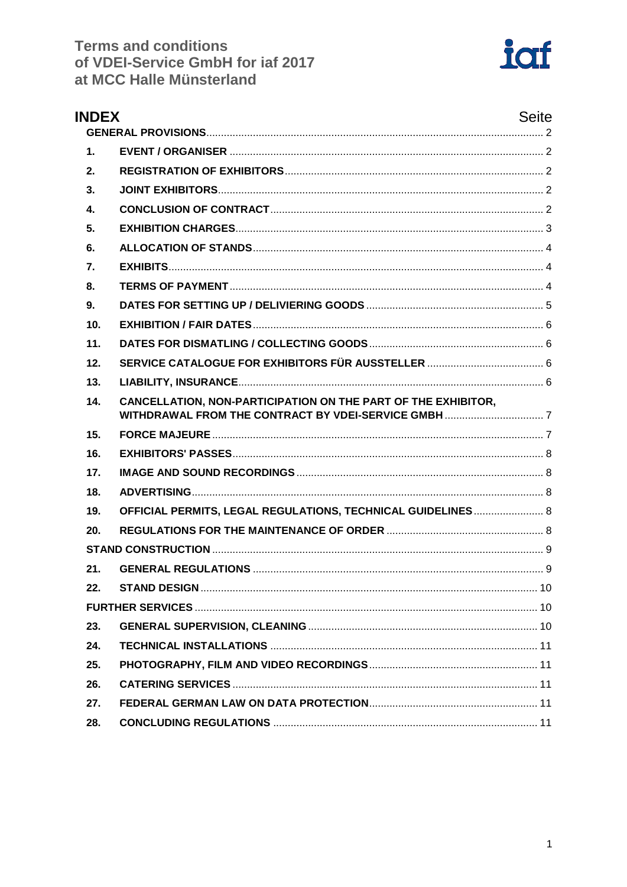# Terms and conditions of VDEI-Service GmbH for iaf 2017 at MCC Halle Münsterland

iaf

## INDEX

| | | Seite |
|---|---|---|
| GENERAL PROVISIONS | | 2 |
| 1. | EVENT / ORGANISER | 2 |
| 2. | REGISTRATION OF EXHIBITORS | 2 |
| 3. | JOINT EXHIBITORS | 2 |
| 4. | CONCLUSION OF CONTRACT | 2 |
| 5. | EXHIBITION CHARGES | 3 |
| 6. | ALLOCATION OF STANDS | 4 |
| 7. | EXHIBITS | 4 |
| 8. | TERMS OF PAYMENT | 4 |
| 9. | DATES FOR SETTING UP / DELIVIERING GOODS | 5 |
| 10. | EXHIBITION / FAIR DATES | 6 |
| 11. | DATES FOR DISMATLING / COLLECTING GOODS | 6 |
| 12. | SERVICE CATALOGUE FOR EXHIBITORS FÜR AUSSTELLER | 6 |
| 13. | LIABILITY, INSURANCE | 6 |
| 14. | CANCELLATION, NON-PARTICIPATION ON THE PART OF THE EXHIBITOR, WITHDRAWAL FROM THE CONTRACT BY VDEI-SERVICE GMBH | 7 |
| 15. | FORCE MAJEURE | 7 |
| 16. | EXHIBITORS' PASSES | 8 |
| 17. | IMAGE AND SOUND RECORDINGS | 8 |
| 18. | ADVERTISING | 8 |
| 19. | OFFICIAL PERMITS, LEGAL REGULATIONS, TECHNICAL GUIDELINES | 8 |
| 20. | REGULATIONS FOR THE MAINTENANCE OF ORDER | 8 |
| STAND CONSTRUCTION | | 9 |
| 21. | GENERAL REGULATIONS | 9 |
| 22. | STAND DESIGN | 10 |
| FURTHER SERVICES | | 10 |
| 23. | GENERAL SUPERVISION, CLEANING | 10 |
| 24. | TECHNICAL INSTALLATIONS | 11 |
| 25. | PHOTOGRAPHY, FILM AND VIDEO RECORDINGS | 11 |
| 26. | CATERING SERVICES | 11 |
| 27. | FEDERAL GERMAN LAW ON DATA PROTECTION | 11 |
| 28. | CONCLUDING REGULATIONS | 11 |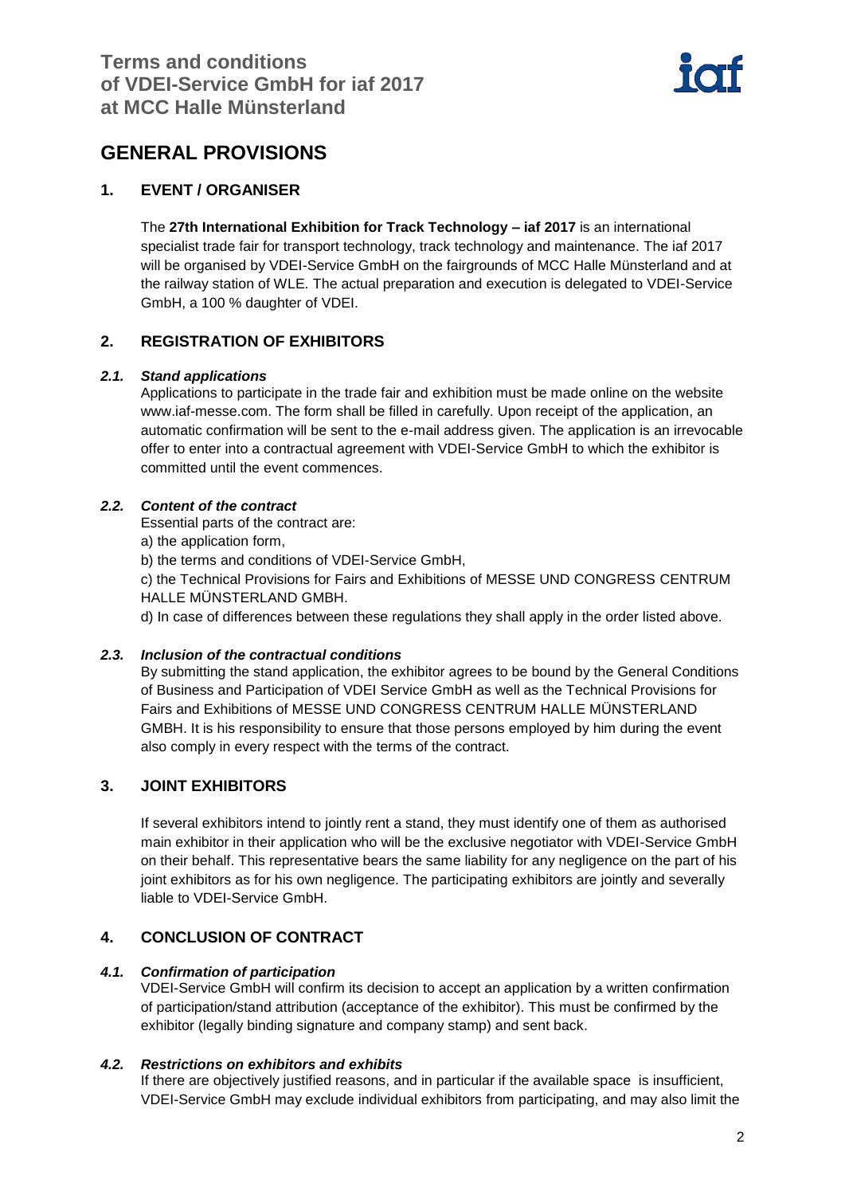# GENERAL PROVISIONS

## 1. EVENT / ORGANISER

The **27th International Exhibition for Track Technology – iaf 2017** is an international specialist trade fair for transport technology, track technology and maintenance. The iaf 2017 will be organised by VDEI-Service GmbH on the fairgrounds of MCC Halle Münsterland and at the railway station of WLE. The actual preparation and execution is delegated to VDEI-Service GmbH, a 100 % daughter of VDEI.

## 2. REGISTRATION OF EXHIBITORS

### *2.1. Stand applications*

Applications to participate in the trade fair and exhibition must be made online on the website www.iaf-messe.com. The form shall be filled in carefully. Upon receipt of the application, an automatic confirmation will be sent to the e-mail address given. The application is an irrevocable offer to enter into a contractual agreement with VDEI-Service GmbH to which the exhibitor is committed until the event commences.

### *2.2. Content of the contract*

Essential parts of the contract are:

a) the application form,

b) the terms and conditions of VDEI-Service GmbH,

c) the Technical Provisions for Fairs and Exhibitions of MESSE UND CONGRESS CENTRUM HALLE MÜNSTERLAND GMBH.

d) In case of differences between these regulations they shall apply in the order listed above.

### *2.3. Inclusion of the contractual conditions*

By submitting the stand application, the exhibitor agrees to be bound by the General Conditions of Business and Participation of VDEI Service GmbH as well as the Technical Provisions for Fairs and Exhibitions of MESSE UND CONGRESS CENTRUM HALLE MÜNSTERLAND GMBH. It is his responsibility to ensure that those persons employed by him during the event also comply in every respect with the terms of the contract.

## 3. JOINT EXHIBITORS

If several exhibitors intend to jointly rent a stand, they must identify one of them as authorised main exhibitor in their application who will be the exclusive negotiator with VDEI-Service GmbH on their behalf. This representative bears the same liability for any negligence on the part of his joint exhibitors as for his own negligence. The participating exhibitors are jointly and severally liable to VDEI-Service GmbH.

## 4. CONCLUSION OF CONTRACT

### *4.1. Confirmation of participation*

VDEI-Service GmbH will confirm its decision to accept an application by a written confirmation of participation/stand attribution (acceptance of the exhibitor). This must be confirmed by the exhibitor (legally binding signature and company stamp) and sent back.

### *4.2. Restrictions on exhibitors and exhibits*

If there are objectively justified reasons, and in particular if the available space is insufficient, VDEI-Service GmbH may exclude individual exhibitors from participating, and may also limit the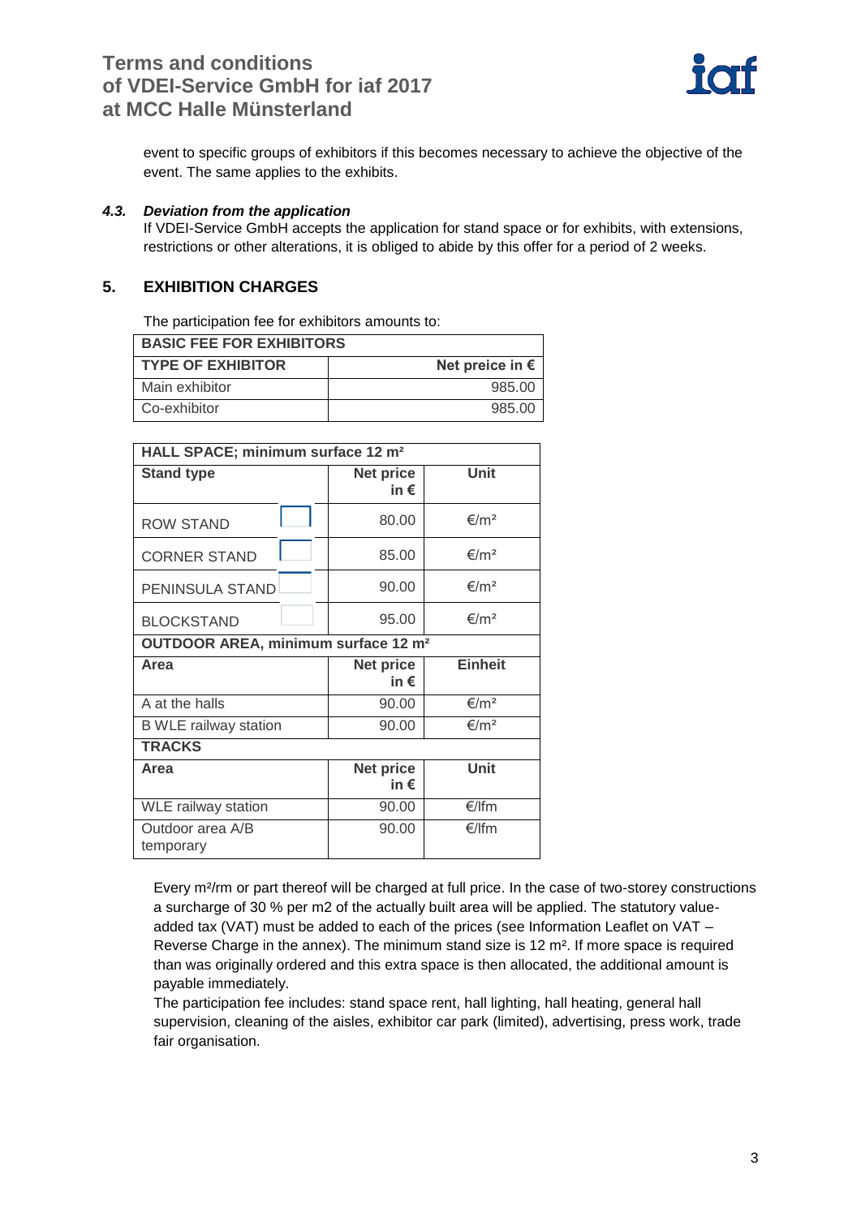event to specific groups of exhibitors if this becomes necessary to achieve the objective of the event. The same applies to the exhibits.

### *4.3. Deviation from the application*

If VDEI-Service GmbH accepts the application for stand space or for exhibits, with extensions, restrictions or other alterations, it is obliged to abide by this offer for a period of 2 weeks.

## 5. EXHIBITION CHARGES

The participation fee for exhibitors amounts to:

| **BASIC FEE FOR EXHIBITORS** | |
|---|---|
| **TYPE OF EXHIBITOR** | **Net preice in €** |
| Main exhibitor | 985.00 |
| Co-exhibitor | 985.00 |

| **HALL SPACE; minimum surface 12 m²** | | |
|---|---|---|
| **Stand type** | **Net price in €** | **Unit** |
| ROW STAND | 80.00 | €/m² |
| CORNER STAND | 85.00 | €/m² |
| PENINSULA STAND | 90.00 | €/m² |
| BLOCKSTAND | 95.00 | €/m² |
| **OUTDOOR AREA, minimum surface 12 m²** | | |
| **Area** | **Net price in €** | **Einheit** |
| A at the halls | 90.00 | €/m² |
| B WLE railway station | 90.00 | €/m² |
| **TRACKS** | | |
| **Area** | **Net price in €** | **Unit** |
| WLE railway station | 90.00 | €/lfm |
| Outdoor area A/B temporary | 90.00 | €/lfm |

Every m²/rm or part thereof will be charged at full price. In the case of two-storey constructions a surcharge of 30 % per m2 of the actually built area will be applied. The statutory value-added tax (VAT) must be added to each of the prices (see Information Leaflet on VAT – Reverse Charge in the annex). The minimum stand size is 12 m². If more space is required than was originally ordered and this extra space is then allocated, the additional amount is payable immediately.

The participation fee includes: stand space rent, hall lighting, hall heating, general hall supervision, cleaning of the aisles, exhibitor car park (limited), advertising, press work, trade fair organisation.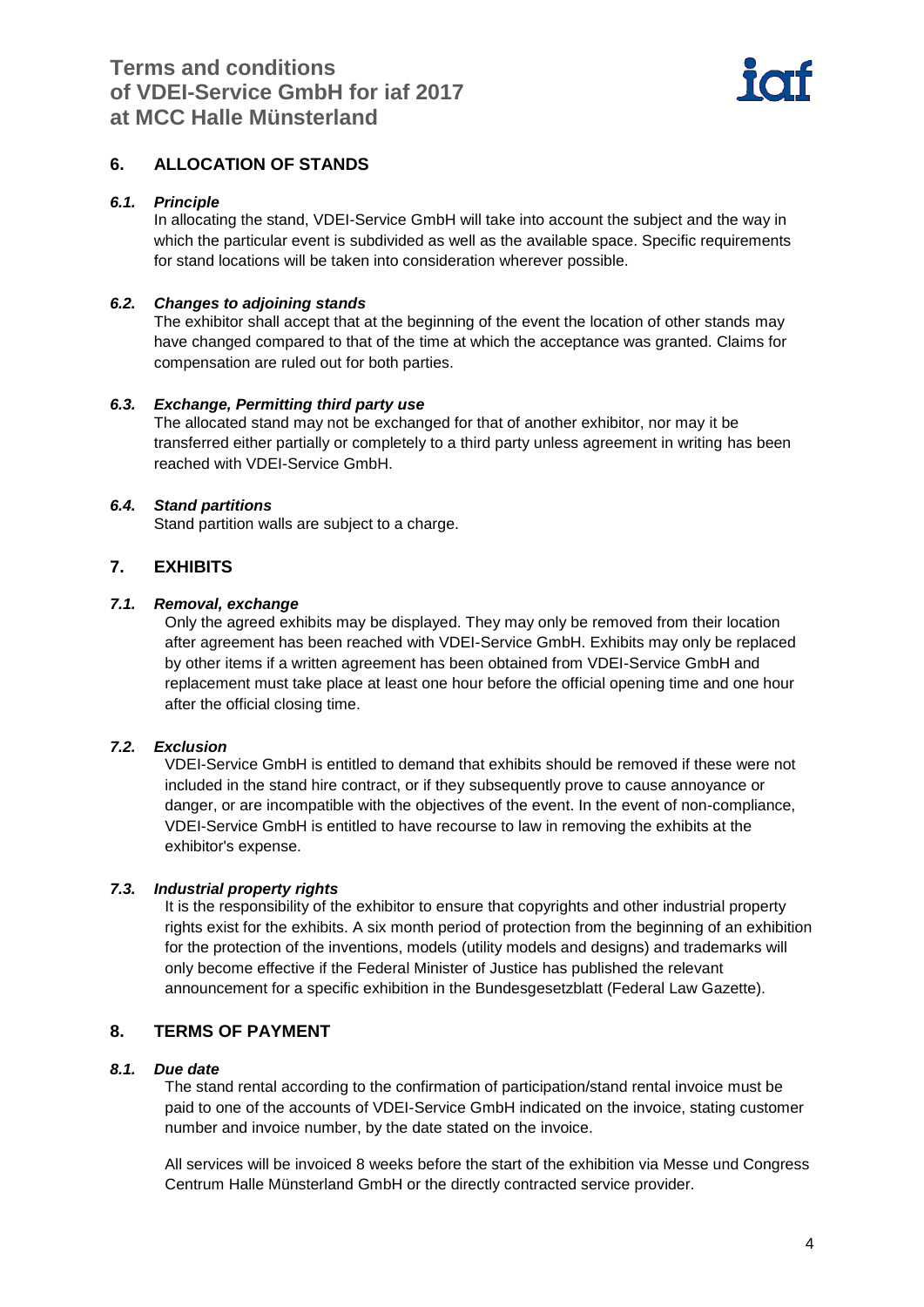## 6. ALLOCATION OF STANDS

### *6.1. Principle*

In allocating the stand, VDEI-Service GmbH will take into account the subject and the way in which the particular event is subdivided as well as the available space. Specific requirements for stand locations will be taken into consideration wherever possible.

### *6.2. Changes to adjoining stands*

The exhibitor shall accept that at the beginning of the event the location of other stands may have changed compared to that of the time at which the acceptance was granted. Claims for compensation are ruled out for both parties.

### *6.3. Exchange, Permitting third party use*

The allocated stand may not be exchanged for that of another exhibitor, nor may it be transferred either partially or completely to a third party unless agreement in writing has been reached with VDEI-Service GmbH.

### *6.4. Stand partitions*

Stand partition walls are subject to a charge.

## 7. EXHIBITS

### *7.1. Removal, exchange*

Only the agreed exhibits may be displayed. They may only be removed from their location after agreement has been reached with VDEI-Service GmbH. Exhibits may only be replaced by other items if a written agreement has been obtained from VDEI-Service GmbH and replacement must take place at least one hour before the official opening time and one hour after the official closing time.

### *7.2. Exclusion*

VDEI-Service GmbH is entitled to demand that exhibits should be removed if these were not included in the stand hire contract, or if they subsequently prove to cause annoyance or danger, or are incompatible with the objectives of the event. In the event of non-compliance, VDEI-Service GmbH is entitled to have recourse to law in removing the exhibits at the exhibitor's expense.

### *7.3. Industrial property rights*

It is the responsibility of the exhibitor to ensure that copyrights and other industrial property rights exist for the exhibits. A six month period of protection from the beginning of an exhibition for the protection of the inventions, models (utility models and designs) and trademarks will only become effective if the Federal Minister of Justice has published the relevant announcement for a specific exhibition in the Bundesgesetzblatt (Federal Law Gazette).

## 8. TERMS OF PAYMENT

### *8.1. Due date*

The stand rental according to the confirmation of participation/stand rental invoice must be paid to one of the accounts of VDEI-Service GmbH indicated on the invoice, stating customer number and invoice number, by the date stated on the invoice.

All services will be invoiced 8 weeks before the start of the exhibition via Messe und Congress Centrum Halle Münsterland GmbH or the directly contracted service provider.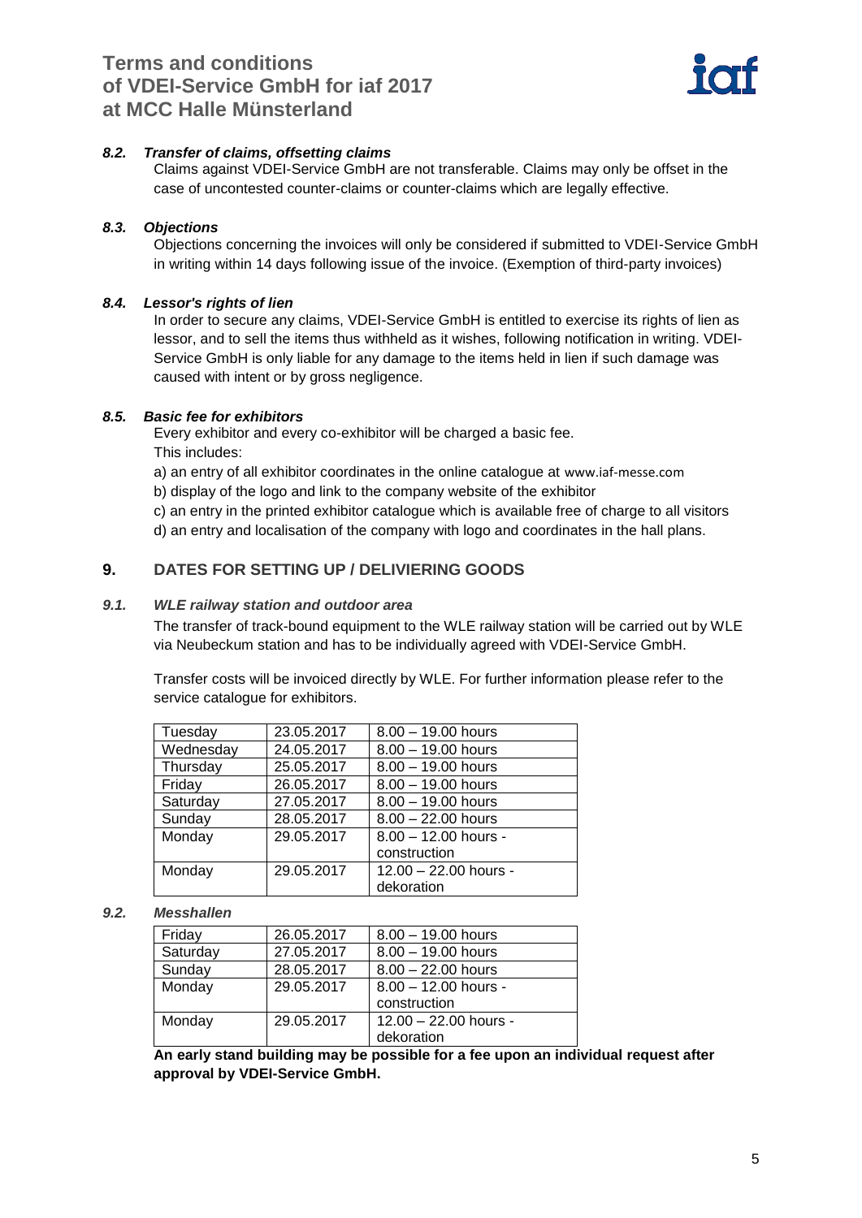### *8.2. Transfer of claims, offsetting claims*

Claims against VDEI-Service GmbH are not transferable. Claims may only be offset in the case of uncontested counter-claims or counter-claims which are legally effective.

### *8.3. Objections*

Objections concerning the invoices will only be considered if submitted to VDEI-Service GmbH in writing within 14 days following issue of the invoice. (Exemption of third-party invoices)

### *8.4. Lessor's rights of lien*

In order to secure any claims, VDEI-Service GmbH is entitled to exercise its rights of lien as lessor, and to sell the items thus withheld as it wishes, following notification in writing. VDEI-Service GmbH is only liable for any damage to the items held in lien if such damage was caused with intent or by gross negligence.

### *8.5. Basic fee for exhibitors*

Every exhibitor and every co-exhibitor will be charged a basic fee.
This includes:

a) an entry of all exhibitor coordinates in the online catalogue at www.iaf-messe.com

b) display of the logo and link to the company website of the exhibitor

c) an entry in the printed exhibitor catalogue which is available free of charge to all visitors

d) an entry and localisation of the company with logo and coordinates in the hall plans.

## 9. DATES FOR SETTING UP / DELIVIERING GOODS

### *9.1. WLE railway station and outdoor area*

The transfer of track-bound equipment to the WLE railway station will be carried out by WLE via Neubeckum station and has to be individually agreed with VDEI-Service GmbH.

Transfer costs will be invoiced directly by WLE. For further information please refer to the service catalogue for exhibitors.

| | | |
|---|---|---|
| Tuesday | 23.05.2017 | 8.00 – 19.00 hours |
| Wednesday | 24.05.2017 | 8.00 – 19.00 hours |
| Thursday | 25.05.2017 | 8.00 – 19.00 hours |
| Friday | 26.05.2017 | 8.00 – 19.00 hours |
| Saturday | 27.05.2017 | 8.00 – 19.00 hours |
| Sunday | 28.05.2017 | 8.00 – 22.00 hours |
| Monday | 29.05.2017 | 8.00 – 12.00 hours - construction |
| Monday | 29.05.2017 | 12.00 – 22.00 hours - dekoration |

### *9.2. Messhallen*

| | | |
|---|---|---|
| Friday | 26.05.2017 | 8.00 – 19.00 hours |
| Saturday | 27.05.2017 | 8.00 – 19.00 hours |
| Sunday | 28.05.2017 | 8.00 – 22.00 hours |
| Monday | 29.05.2017 | 8.00 – 12.00 hours - construction |
| Monday | 29.05.2017 | 12.00 – 22.00 hours - dekoration |

**An early stand building may be possible for a fee upon an individual request after approval by VDEI-Service GmbH.**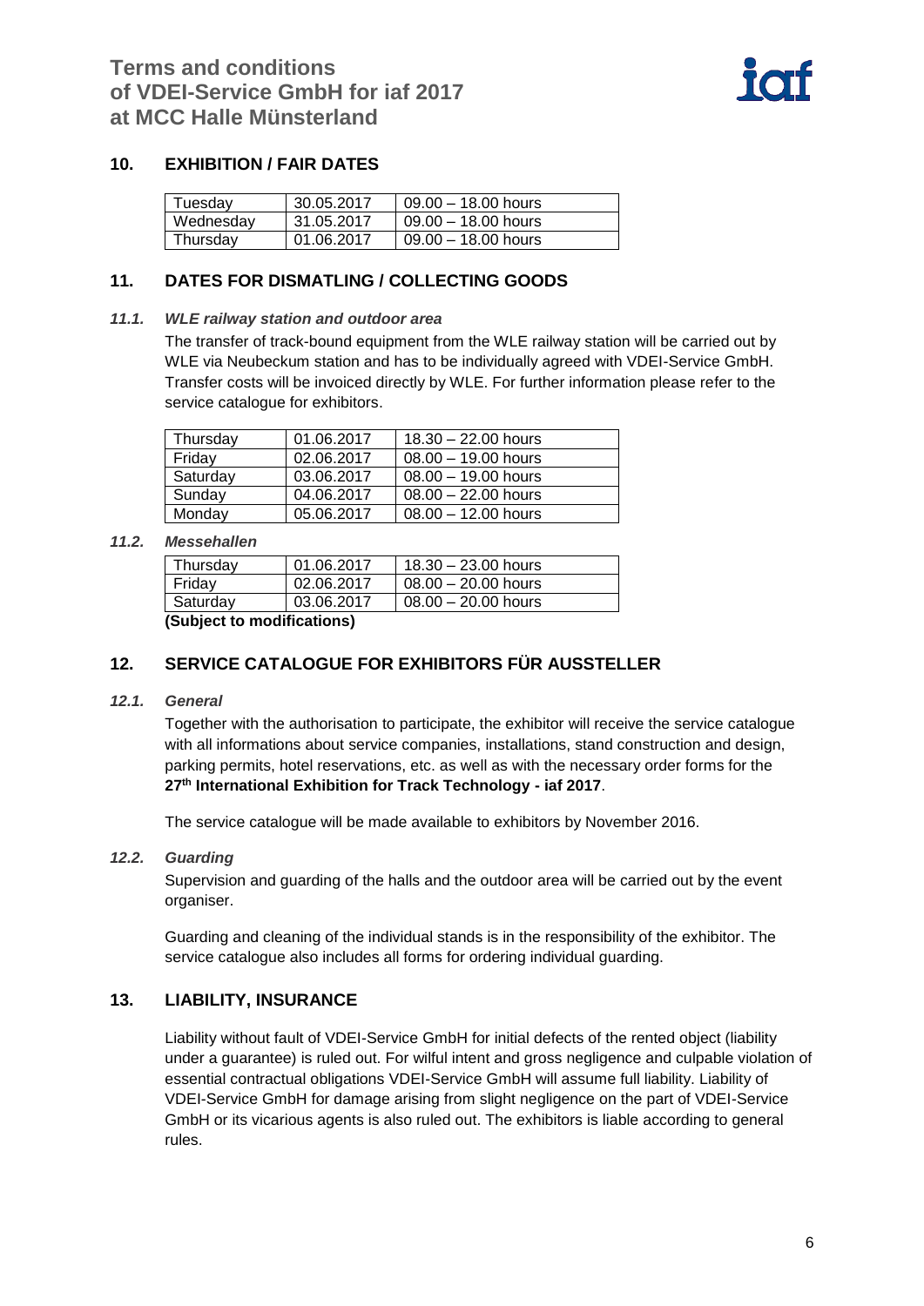## 10. EXHIBITION / FAIR DATES

| | | |
|---|---|---|
| Tuesday | 30.05.2017 | 09.00 – 18.00 hours |
| Wednesday | 31.05.2017 | 09.00 – 18.00 hours |
| Thursday | 01.06.2017 | 09.00 – 18.00 hours |

## 11. DATES FOR DISMATLING / COLLECTING GOODS

### *11.1. WLE railway station and outdoor area*

The transfer of track-bound equipment from the WLE railway station will be carried out by WLE via Neubeckum station and has to be individually agreed with VDEI-Service GmbH. Transfer costs will be invoiced directly by WLE. For further information please refer to the service catalogue for exhibitors.

| | | |
|---|---|---|
| Thursday | 01.06.2017 | 18.30 – 22.00 hours |
| Friday | 02.06.2017 | 08.00 – 19.00 hours |
| Saturday | 03.06.2017 | 08.00 – 19.00 hours |
| Sunday | 04.06.2017 | 08.00 – 22.00 hours |
| Monday | 05.06.2017 | 08.00 – 12.00 hours |

### *11.2. Messehallen*

| | | |
|---|---|---|
| Thursday | 01.06.2017 | 18.30 – 23.00 hours |
| Friday | 02.06.2017 | 08.00 – 20.00 hours |
| Saturday | 03.06.2017 | 08.00 – 20.00 hours |

**(Subject to modifications)**

## 12. SERVICE CATALOGUE FOR EXHIBITORS FÜR AUSSTELLER

### *12.1. General*

Together with the authorisation to participate, the exhibitor will receive the service catalogue with all informations about service companies, installations, stand construction and design, parking permits, hotel reservations, etc. as well as with the necessary order forms for the **27th International Exhibition for Track Technology - iaf 2017**.

The service catalogue will be made available to exhibitors by November 2016.

### *12.2. Guarding*

Supervision and guarding of the halls and the outdoor area will be carried out by the event organiser.

Guarding and cleaning of the individual stands is in the responsibility of the exhibitor. The service catalogue also includes all forms for ordering individual guarding.

## 13. LIABILITY, INSURANCE

Liability without fault of VDEI-Service GmbH for initial defects of the rented object (liability under a guarantee) is ruled out. For wilful intent and gross negligence and culpable violation of essential contractual obligations VDEI-Service GmbH will assume full liability. Liability of VDEI-Service GmbH for damage arising from slight negligence on the part of VDEI-Service GmbH or its vicarious agents is also ruled out. The exhibitors is liable according to general rules.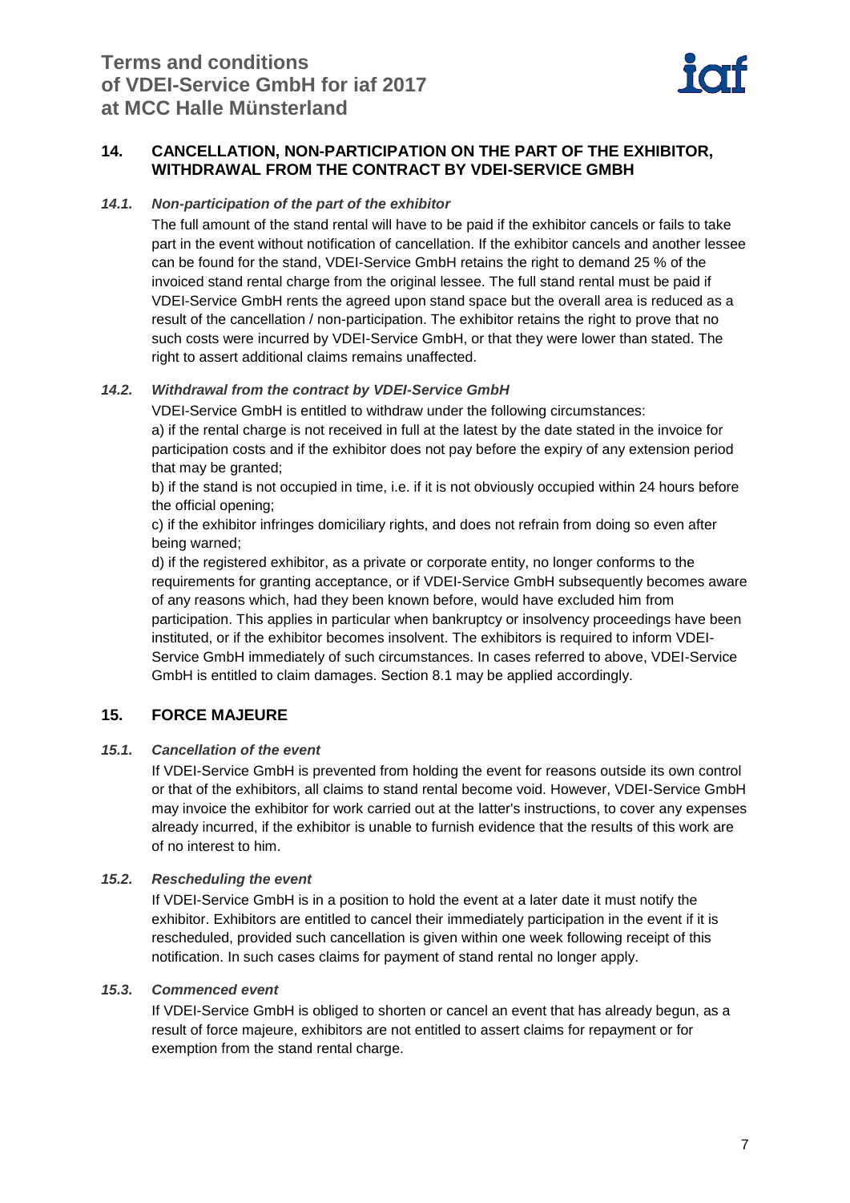## 14. CANCELLATION, NON-PARTICIPATION ON THE PART OF THE EXHIBITOR, WITHDRAWAL FROM THE CONTRACT BY VDEI-SERVICE GMBH

### *14.1. Non-participation of the part of the exhibitor*

The full amount of the stand rental will have to be paid if the exhibitor cancels or fails to take part in the event without notification of cancellation. If the exhibitor cancels and another lessee can be found for the stand, VDEI-Service GmbH retains the right to demand 25 % of the invoiced stand rental charge from the original lessee. The full stand rental must be paid if VDEI-Service GmbH rents the agreed upon stand space but the overall area is reduced as a result of the cancellation / non-participation. The exhibitor retains the right to prove that no such costs were incurred by VDEI-Service GmbH, or that they were lower than stated. The right to assert additional claims remains unaffected.

### *14.2. Withdrawal from the contract by VDEI-Service GmbH*

VDEI-Service GmbH is entitled to withdraw under the following circumstances:

a) if the rental charge is not received in full at the latest by the date stated in the invoice for participation costs and if the exhibitor does not pay before the expiry of any extension period that may be granted;

b) if the stand is not occupied in time, i.e. if it is not obviously occupied within 24 hours before the official opening;

c) if the exhibitor infringes domiciliary rights, and does not refrain from doing so even after being warned;

d) if the registered exhibitor, as a private or corporate entity, no longer conforms to the requirements for granting acceptance, or if VDEI-Service GmbH subsequently becomes aware of any reasons which, had they been known before, would have excluded him from participation. This applies in particular when bankruptcy or insolvency proceedings have been instituted, or if the exhibitor becomes insolvent. The exhibitors is required to inform VDEI-Service GmbH immediately of such circumstances. In cases referred to above, VDEI-Service GmbH is entitled to claim damages. Section 8.1 may be applied accordingly.

## 15. FORCE MAJEURE

### *15.1. Cancellation of the event*

If VDEI-Service GmbH is prevented from holding the event for reasons outside its own control or that of the exhibitors, all claims to stand rental become void. However, VDEI-Service GmbH may invoice the exhibitor for work carried out at the latter's instructions, to cover any expenses already incurred, if the exhibitor is unable to furnish evidence that the results of this work are of no interest to him.

### *15.2. Rescheduling the event*

If VDEI-Service GmbH is in a position to hold the event at a later date it must notify the exhibitor. Exhibitors are entitled to cancel their immediately participation in the event if it is rescheduled, provided such cancellation is given within one week following receipt of this notification. In such cases claims for payment of stand rental no longer apply.

### *15.3. Commenced event*

If VDEI-Service GmbH is obliged to shorten or cancel an event that has already begun, as a result of force majeure, exhibitors are not entitled to assert claims for repayment or for exemption from the stand rental charge.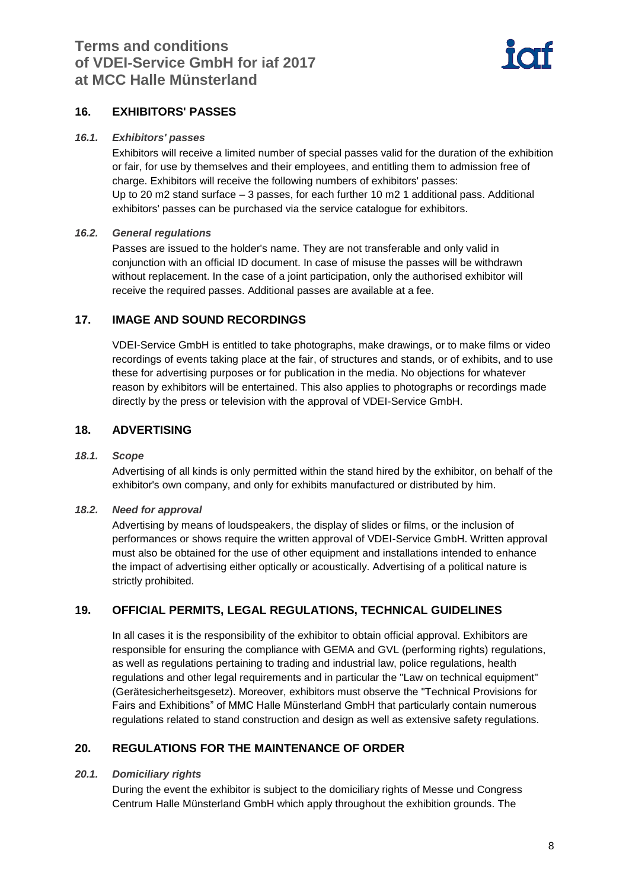## 16. EXHIBITORS' PASSES

### *16.1. Exhibitors' passes*

Exhibitors will receive a limited number of special passes valid for the duration of the exhibition or fair, for use by themselves and their employees, and entitling them to admission free of charge. Exhibitors will receive the following numbers of exhibitors' passes:
Up to 20 m2 stand surface – 3 passes, for each further 10 m2 1 additional pass. Additional exhibitors' passes can be purchased via the service catalogue for exhibitors.

### *16.2. General regulations*

Passes are issued to the holder's name. They are not transferable and only valid in conjunction with an official ID document. In case of misuse the passes will be withdrawn without replacement. In the case of a joint participation, only the authorised exhibitor will receive the required passes. Additional passes are available at a fee.

## 17. IMAGE AND SOUND RECORDINGS

VDEI-Service GmbH is entitled to take photographs, make drawings, or to make films or video recordings of events taking place at the fair, of structures and stands, or of exhibits, and to use these for advertising purposes or for publication in the media. No objections for whatever reason by exhibitors will be entertained. This also applies to photographs or recordings made directly by the press or television with the approval of VDEI-Service GmbH.

## 18. ADVERTISING

### *18.1. Scope*

Advertising of all kinds is only permitted within the stand hired by the exhibitor, on behalf of the exhibitor's own company, and only for exhibits manufactured or distributed by him.

### *18.2. Need for approval*

Advertising by means of loudspeakers, the display of slides or films, or the inclusion of performances or shows require the written approval of VDEI-Service GmbH. Written approval must also be obtained for the use of other equipment and installations intended to enhance the impact of advertising either optically or acoustically. Advertising of a political nature is strictly prohibited.

## 19. OFFICIAL PERMITS, LEGAL REGULATIONS, TECHNICAL GUIDELINES

In all cases it is the responsibility of the exhibitor to obtain official approval. Exhibitors are responsible for ensuring the compliance with GEMA and GVL (performing rights) regulations, as well as regulations pertaining to trading and industrial law, police regulations, health regulations and other legal requirements and in particular the "Law on technical equipment" (Gerätesicherheitsgesetz). Moreover, exhibitors must observe the "Technical Provisions for Fairs and Exhibitions" of MMC Halle Münsterland GmbH that particularly contain numerous regulations related to stand construction and design as well as extensive safety regulations.

## 20. REGULATIONS FOR THE MAINTENANCE OF ORDER

### *20.1. Domiciliary rights*

During the event the exhibitor is subject to the domiciliary rights of Messe und Congress Centrum Halle Münsterland GmbH which apply throughout the exhibition grounds. The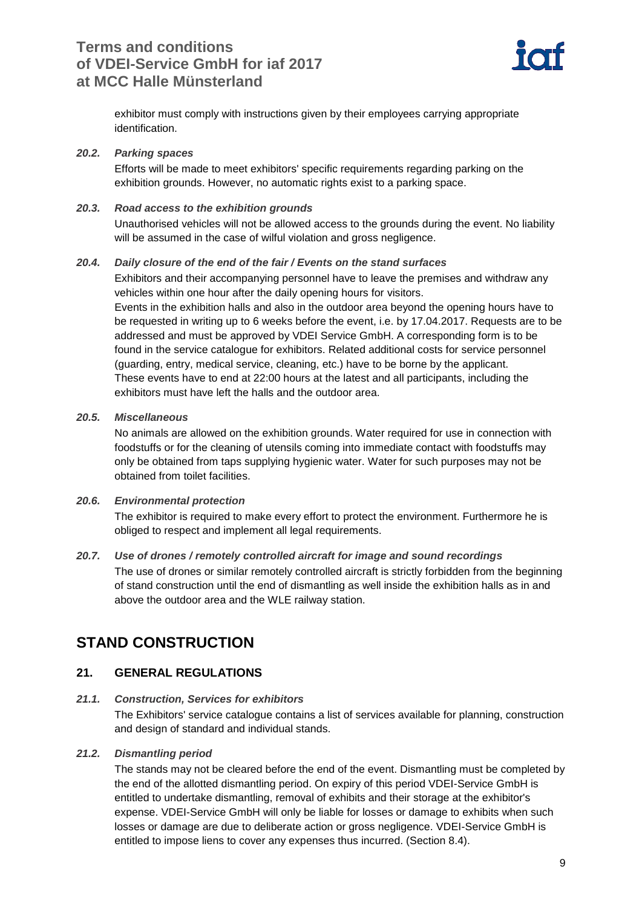exhibitor must comply with instructions given by their employees carrying appropriate identification.

### *20.2. Parking spaces*

Efforts will be made to meet exhibitors' specific requirements regarding parking on the exhibition grounds. However, no automatic rights exist to a parking space.

### *20.3. Road access to the exhibition grounds*

Unauthorised vehicles will not be allowed access to the grounds during the event. No liability will be assumed in the case of wilful violation and gross negligence.

### *20.4. Daily closure of the end of the fair / Events on the stand surfaces*

Exhibitors and their accompanying personnel have to leave the premises and withdraw any vehicles within one hour after the daily opening hours for visitors.

Events in the exhibition halls and also in the outdoor area beyond the opening hours have to be requested in writing up to 6 weeks before the event, i.e. by 17.04.2017. Requests are to be addressed and must be approved by VDEI Service GmbH. A corresponding form is to be found in the service catalogue for exhibitors. Related additional costs for service personnel (guarding, entry, medical service, cleaning, etc.) have to be borne by the applicant.

These events have to end at 22:00 hours at the latest and all participants, including the exhibitors must have left the halls and the outdoor area.

### *20.5. Miscellaneous*

No animals are allowed on the exhibition grounds. Water required for use in connection with foodstuffs or for the cleaning of utensils coming into immediate contact with foodstuffs may only be obtained from taps supplying hygienic water. Water for such purposes may not be obtained from toilet facilities.

### *20.6. Environmental protection*

The exhibitor is required to make every effort to protect the environment. Furthermore he is obliged to respect and implement all legal requirements.

### *20.7. Use of drones / remotely controlled aircraft for image and sound recordings*

The use of drones or similar remotely controlled aircraft is strictly forbidden from the beginning of stand construction until the end of dismantling as well inside the exhibition halls as in and above the outdoor area and the WLE railway station.

# STAND CONSTRUCTION

## 21. GENERAL REGULATIONS

### *21.1. Construction, Services for exhibitors*

The Exhibitors' service catalogue contains a list of services available for planning, construction and design of standard and individual stands.

### *21.2. Dismantling period*

The stands may not be cleared before the end of the event. Dismantling must be completed by the end of the allotted dismantling period. On expiry of this period VDEI-Service GmbH is entitled to undertake dismantling, removal of exhibits and their storage at the exhibitor's expense. VDEI-Service GmbH will only be liable for losses or damage to exhibits when such losses or damage are due to deliberate action or gross negligence. VDEI-Service GmbH is entitled to impose liens to cover any expenses thus incurred. (Section 8.4).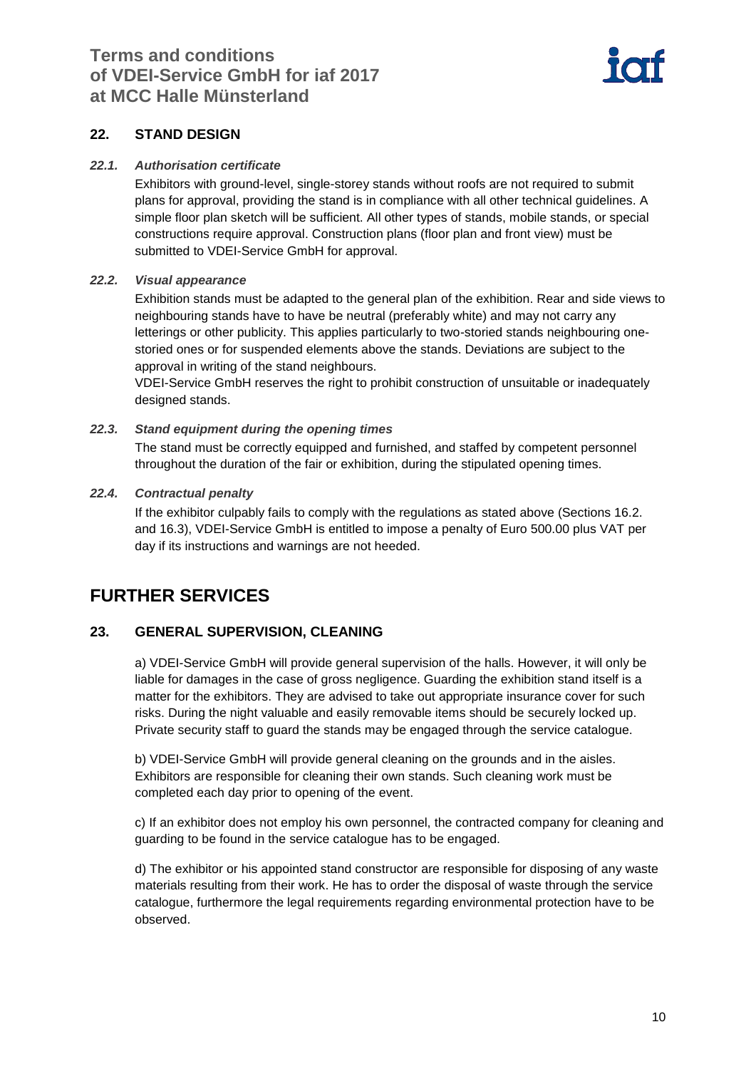## 22. STAND DESIGN

### *22.1. Authorisation certificate*

Exhibitors with ground-level, single-storey stands without roofs are not required to submit plans for approval, providing the stand is in compliance with all other technical guidelines. A simple floor plan sketch will be sufficient. All other types of stands, mobile stands, or special constructions require approval. Construction plans (floor plan and front view) must be submitted to VDEI-Service GmbH for approval.

### *22.2. Visual appearance*

Exhibition stands must be adapted to the general plan of the exhibition. Rear and side views to neighbouring stands have to have be neutral (preferably white) and may not carry any letterings or other publicity. This applies particularly to two-storied stands neighbouring one-storied ones or for suspended elements above the stands. Deviations are subject to the approval in writing of the stand neighbours.

VDEI-Service GmbH reserves the right to prohibit construction of unsuitable or inadequately designed stands.

### *22.3. Stand equipment during the opening times*

The stand must be correctly equipped and furnished, and staffed by competent personnel throughout the duration of the fair or exhibition, during the stipulated opening times.

### *22.4. Contractual penalty*

If the exhibitor culpably fails to comply with the regulations as stated above (Sections 16.2. and 16.3), VDEI-Service GmbH is entitled to impose a penalty of Euro 500.00 plus VAT per day if its instructions and warnings are not heeded.

# FURTHER SERVICES

## 23. GENERAL SUPERVISION, CLEANING

a) VDEI-Service GmbH will provide general supervision of the halls. However, it will only be liable for damages in the case of gross negligence. Guarding the exhibition stand itself is a matter for the exhibitors. They are advised to take out appropriate insurance cover for such risks. During the night valuable and easily removable items should be securely locked up. Private security staff to guard the stands may be engaged through the service catalogue.

b) VDEI-Service GmbH will provide general cleaning on the grounds and in the aisles. Exhibitors are responsible for cleaning their own stands. Such cleaning work must be completed each day prior to opening of the event.

c) If an exhibitor does not employ his own personnel, the contracted company for cleaning and guarding to be found in the service catalogue has to be engaged.

d) The exhibitor or his appointed stand constructor are responsible for disposing of any waste materials resulting from their work. He has to order the disposal of waste through the service catalogue, furthermore the legal requirements regarding environmental protection have to be observed.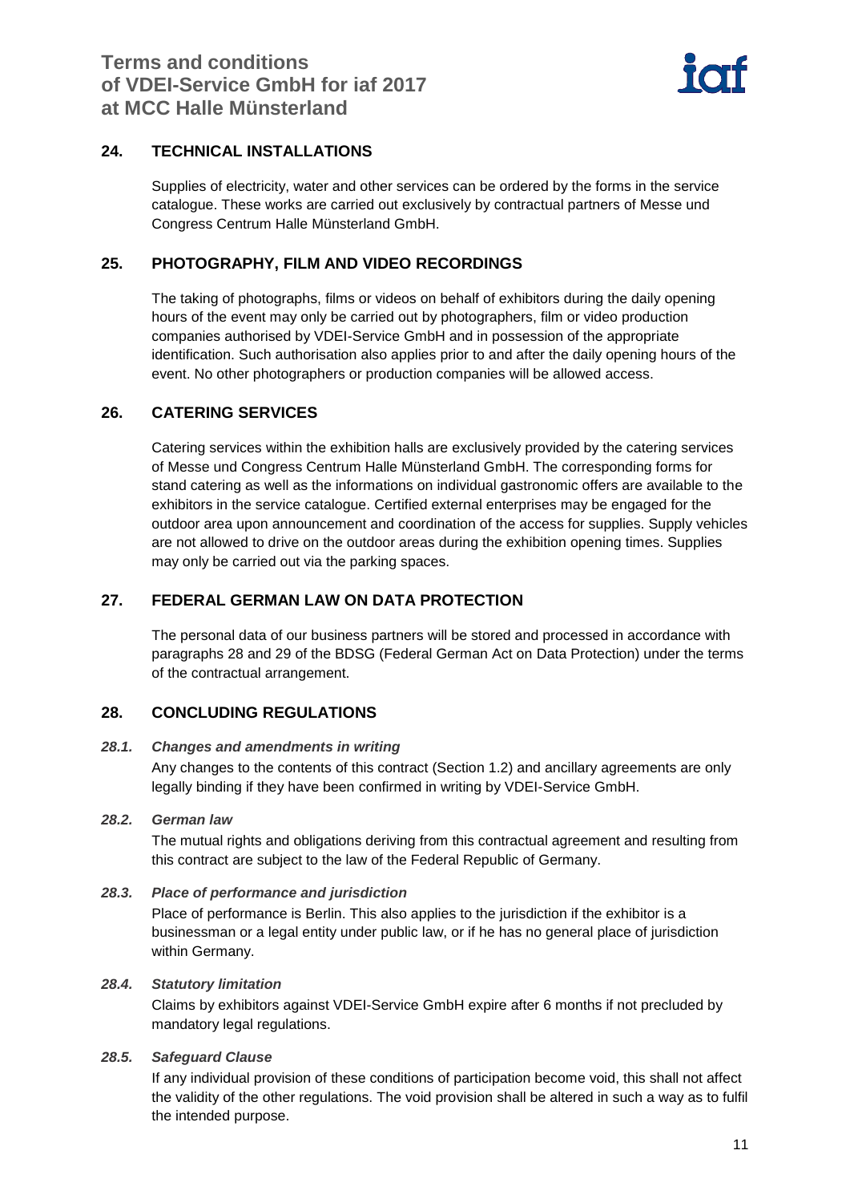## 24. TECHNICAL INSTALLATIONS

Supplies of electricity, water and other services can be ordered by the forms in the service catalogue. These works are carried out exclusively by contractual partners of Messe und Congress Centrum Halle Münsterland GmbH.

## 25. PHOTOGRAPHY, FILM AND VIDEO RECORDINGS

The taking of photographs, films or videos on behalf of exhibitors during the daily opening hours of the event may only be carried out by photographers, film or video production companies authorised by VDEI-Service GmbH and in possession of the appropriate identification. Such authorisation also applies prior to and after the daily opening hours of the event. No other photographers or production companies will be allowed access.

## 26. CATERING SERVICES

Catering services within the exhibition halls are exclusively provided by the catering services of Messe und Congress Centrum Halle Münsterland GmbH. The corresponding forms for stand catering as well as the informations on individual gastronomic offers are available to the exhibitors in the service catalogue. Certified external enterprises may be engaged for the outdoor area upon announcement and coordination of the access for supplies. Supply vehicles are not allowed to drive on the outdoor areas during the exhibition opening times. Supplies may only be carried out via the parking spaces.

## 27. FEDERAL GERMAN LAW ON DATA PROTECTION

The personal data of our business partners will be stored and processed in accordance with paragraphs 28 and 29 of the BDSG (Federal German Act on Data Protection) under the terms of the contractual arrangement.

## 28. CONCLUDING REGULATIONS

### *28.1. Changes and amendments in writing*

Any changes to the contents of this contract (Section 1.2) and ancillary agreements are only legally binding if they have been confirmed in writing by VDEI-Service GmbH.

### *28.2. German law*

The mutual rights and obligations deriving from this contractual agreement and resulting from this contract are subject to the law of the Federal Republic of Germany.

### *28.3. Place of performance and jurisdiction*

Place of performance is Berlin. This also applies to the jurisdiction if the exhibitor is a businessman or a legal entity under public law, or if he has no general place of jurisdiction within Germany.

### *28.4. Statutory limitation*

Claims by exhibitors against VDEI-Service GmbH expire after 6 months if not precluded by mandatory legal regulations.

### *28.5. Safeguard Clause*

If any individual provision of these conditions of participation become void, this shall not affect the validity of the other regulations. The void provision shall be altered in such a way as to fulfil the intended purpose.